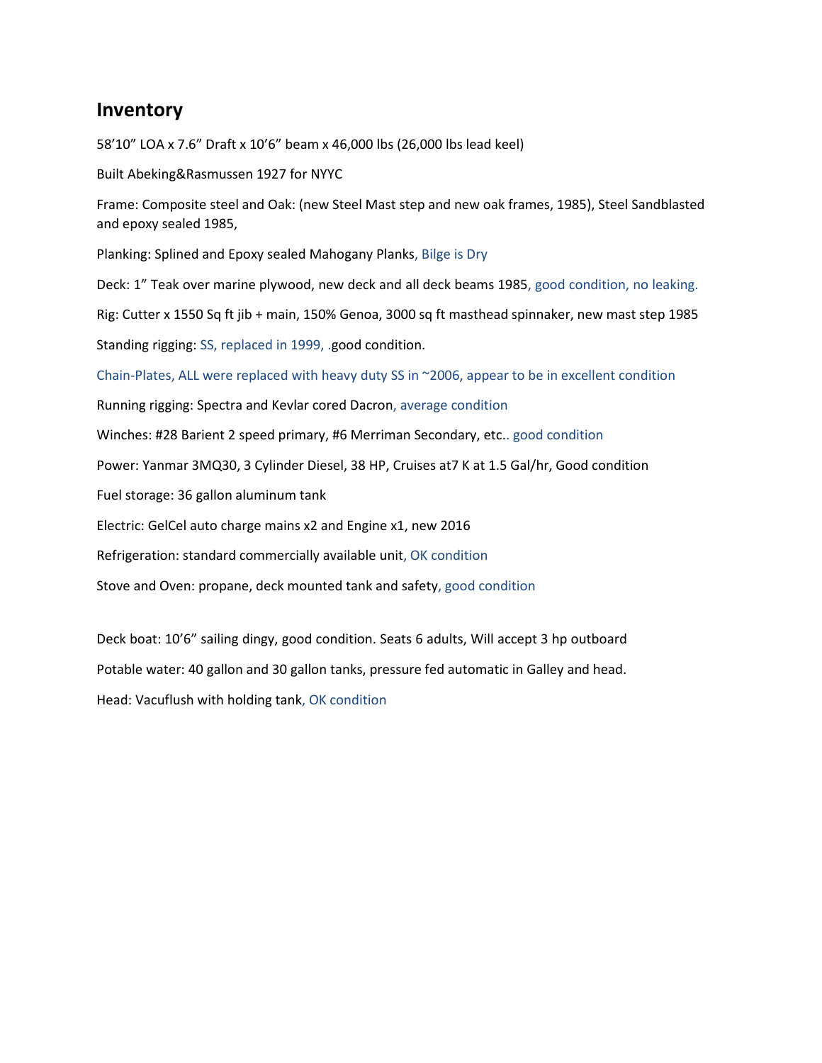## Inventory

58'10" LOA x 7.6" Draft x 10'6" beam x 46,000 lbs (26,000 lbs lead keel)

Built Abeking&Rasmussen 1927 for NYYC

Frame: Composite steel and Oak: (new Steel Mast step and new oak frames, 1985), Steel Sandblasted and epoxy sealed 1985,

Planking: Splined and Epoxy sealed Mahogany Planks, Bilge is Dry

Deck: 1" Teak over marine plywood, new deck and all deck beams 1985, good condition, no leaking.

Rig: Cutter x 1550 Sq ft jib + main, 150% Genoa, 3000 sq ft masthead spinnaker, new mast step 1985

Standing rigging: SS, replaced in 1999, .good condition.

Chain-Plates, ALL were replaced with heavy duty SS in ~2006, appear to be in excellent condition

Running rigging: Spectra and Kevlar cored Dacron, average condition

Winches: #28 Barient 2 speed primary, #6 Merriman Secondary, etc.. good condition

Power: Yanmar 3MQ30, 3 Cylinder Diesel, 38 HP, Cruises at7 K at 1.5 Gal/hr, Good condition

Fuel storage: 36 gallon aluminum tank

Electric: GelCel auto charge mains x2 and Engine x1, new 2016

Refrigeration: standard commercially available unit, OK condition

Stove and Oven: propane, deck mounted tank and safety, good condition

Deck boat: 10'6" sailing dingy, good condition. Seats 6 adults, Will accept 3 hp outboard

Potable water: 40 gallon and 30 gallon tanks, pressure fed automatic in Galley and head.

Head: Vacuflush with holding tank, OK condition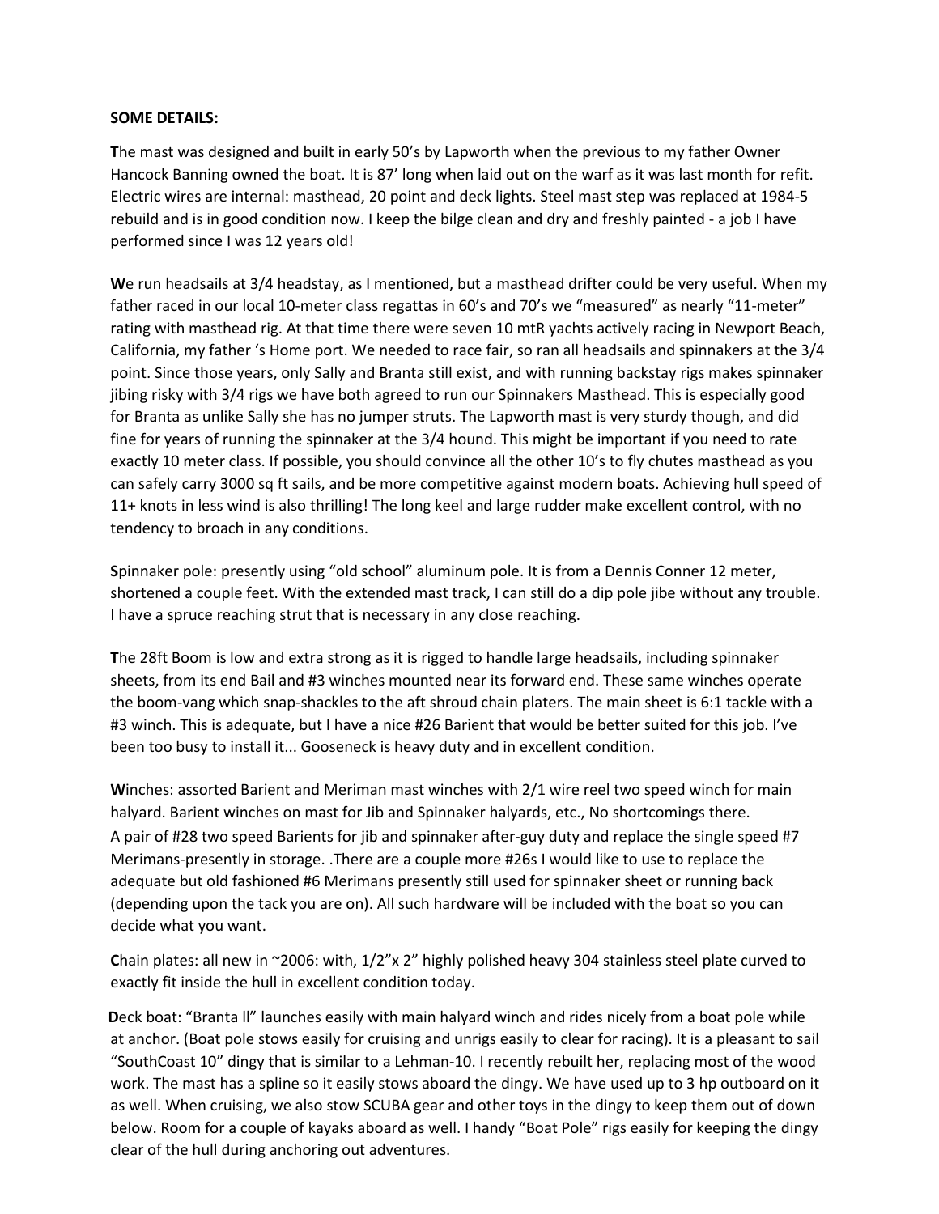**SOME DETAILS:**

**T**he mast was designed and built in early 50's by Lapworth when the previous to my father Owner Hancock Banning owned the boat. It is 87' long when laid out on the warf as it was last month for refit. Electric wires are internal: masthead, 20 point and deck lights. Steel mast step was replaced at 1984-5 rebuild and is in good condition now. I keep the bilge clean and dry and freshly painted - a job I have performed since I was 12 years old!

**W**e run headsails at 3/4 headstay, as I mentioned, but a masthead drifter could be very useful. When my father raced in our local 10-meter class regattas in 60's and 70's we "measured" as nearly "11-meter" rating with masthead rig. At that time there were seven 10 mtR yachts actively racing in Newport Beach, California, my father 's Home port. We needed to race fair, so ran all headsails and spinnakers at the 3/4 point. Since those years, only Sally and Branta still exist, and with running backstay rigs makes spinnaker jibing risky with 3/4 rigs we have both agreed to run our Spinnakers Masthead. This is especially good for Branta as unlike Sally she has no jumper struts. The Lapworth mast is very sturdy though, and did fine for years of running the spinnaker at the 3/4 hound. This might be important if you need to rate exactly 10 meter class. If possible, you should convince all the other 10's to fly chutes masthead as you can safely carry 3000 sq ft sails, and be more competitive against modern boats. Achieving hull speed of 11+ knots in less wind is also thrilling! The long keel and large rudder make excellent control, with no tendency to broach in any conditions.

**S**pinnaker pole: presently using "old school" aluminum pole. It is from a Dennis Conner 12 meter, shortened a couple feet. With the extended mast track, I can still do a dip pole jibe without any trouble. I have a spruce reaching strut that is necessary in any close reaching.

**T**he 28ft Boom is low and extra strong as it is rigged to handle large headsails, including spinnaker sheets, from its end Bail and #3 winches mounted near its forward end. These same winches operate the boom-vang which snap-shackles to the aft shroud chain platers. The main sheet is 6:1 tackle with a #3 winch. This is adequate, but I have a nice #26 Barient that would be better suited for this job. I've been too busy to install it... Gooseneck is heavy duty and in excellent condition.

**W**inches: assorted Barient and Meriman mast winches with 2/1 wire reel two speed winch for main halyard. Barient winches on mast for Jib and Spinnaker halyards, etc., No shortcomings there. A pair of #28 two speed Barients for jib and spinnaker after-guy duty and replace the single speed #7 Merimans-presently in storage. .There are a couple more #26s I would like to use to replace the adequate but old fashioned #6 Merimans presently still used for spinnaker sheet or running back (depending upon the tack you are on). All such hardware will be included with the boat so you can decide what you want.

**C**hain plates: all new in ~2006: with, 1/2"x 2" highly polished heavy 304 stainless steel plate curved to exactly fit inside the hull in excellent condition today.

**D**eck boat: "Branta ll" launches easily with main halyard winch and rides nicely from a boat pole while at anchor. (Boat pole stows easily for cruising and unrigs easily to clear for racing). It is a pleasant to sail "SouthCoast 10" dingy that is similar to a Lehman-10. I recently rebuilt her, replacing most of the wood work. The mast has a spline so it easily stows aboard the dingy. We have used up to 3 hp outboard on it as well. When cruising, we also stow SCUBA gear and other toys in the dingy to keep them out of down below. Room for a couple of kayaks aboard as well. I handy "Boat Pole" rigs easily for keeping the dingy clear of the hull during anchoring out adventures.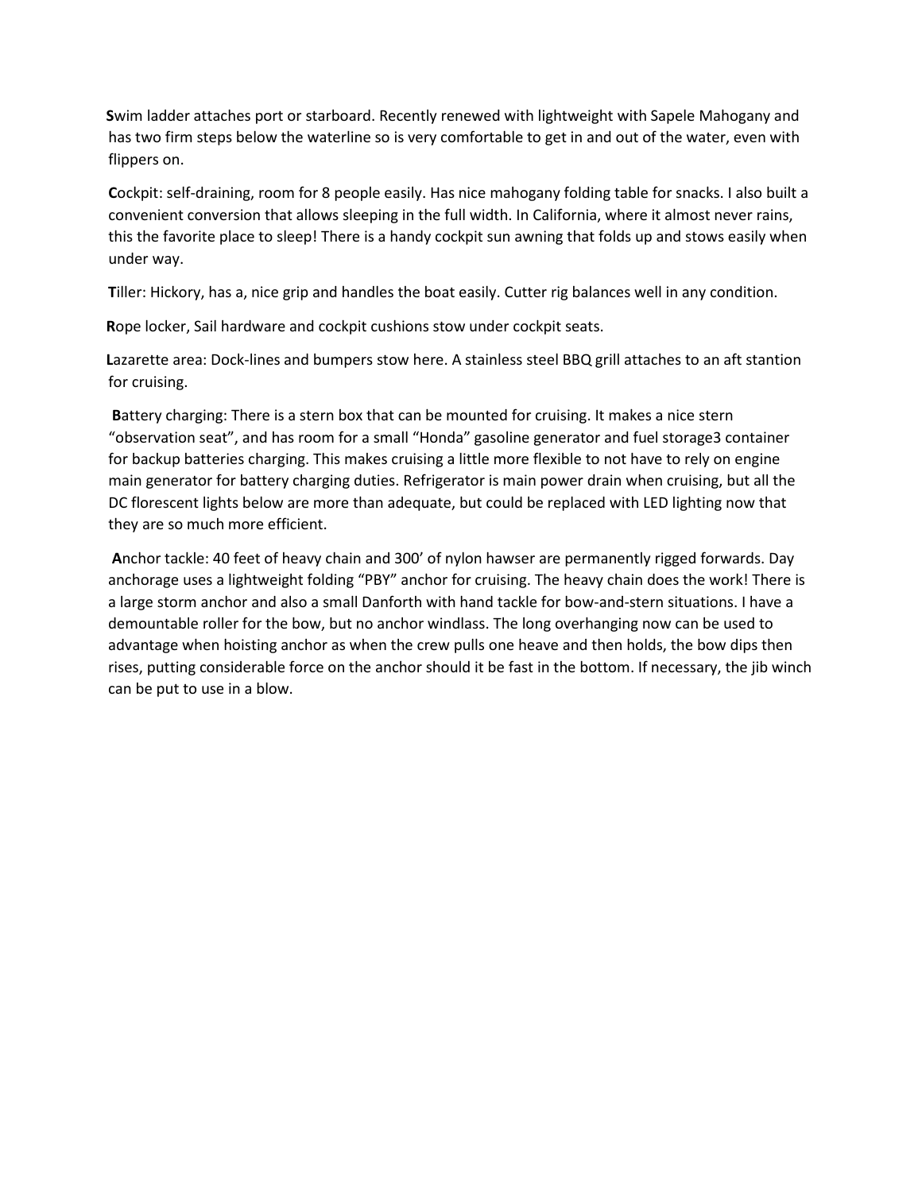**S**wim ladder attaches port or starboard. Recently renewed with lightweight with Sapele Mahogany and has two firm steps below the waterline so is very comfortable to get in and out of the water, even with flippers on.

**C**ockpit: self-draining, room for 8 people easily. Has nice mahogany folding table for snacks. I also built a convenient conversion that allows sleeping in the full width. In California, where it almost never rains, this the favorite place to sleep! There is a handy cockpit sun awning that folds up and stows easily when under way.

**T**iller: Hickory, has a, nice grip and handles the boat easily. Cutter rig balances well in any condition.

**R**ope locker, Sail hardware and cockpit cushions stow under cockpit seats.

**L**azarette area: Dock-lines and bumpers stow here. A stainless steel BBQ grill attaches to an aft stantion for cruising.

**B**attery charging: There is a stern box that can be mounted for cruising. It makes a nice stern "observation seat", and has room for a small "Honda" gasoline generator and fuel storage3 container for backup batteries charging. This makes cruising a little more flexible to not have to rely on engine main generator for battery charging duties. Refrigerator is main power drain when cruising, but all the DC florescent lights below are more than adequate, but could be replaced with LED lighting now that they are so much more efficient.

**A**nchor tackle: 40 feet of heavy chain and 300' of nylon hawser are permanently rigged forwards. Day anchorage uses a lightweight folding "PBY" anchor for cruising. The heavy chain does the work! There is a large storm anchor and also a small Danforth with hand tackle for bow-and-stern situations. I have a demountable roller for the bow, but no anchor windlass. The long overhanging now can be used to advantage when hoisting anchor as when the crew pulls one heave and then holds, the bow dips then rises, putting considerable force on the anchor should it be fast in the bottom. If necessary, the jib winch can be put to use in a blow.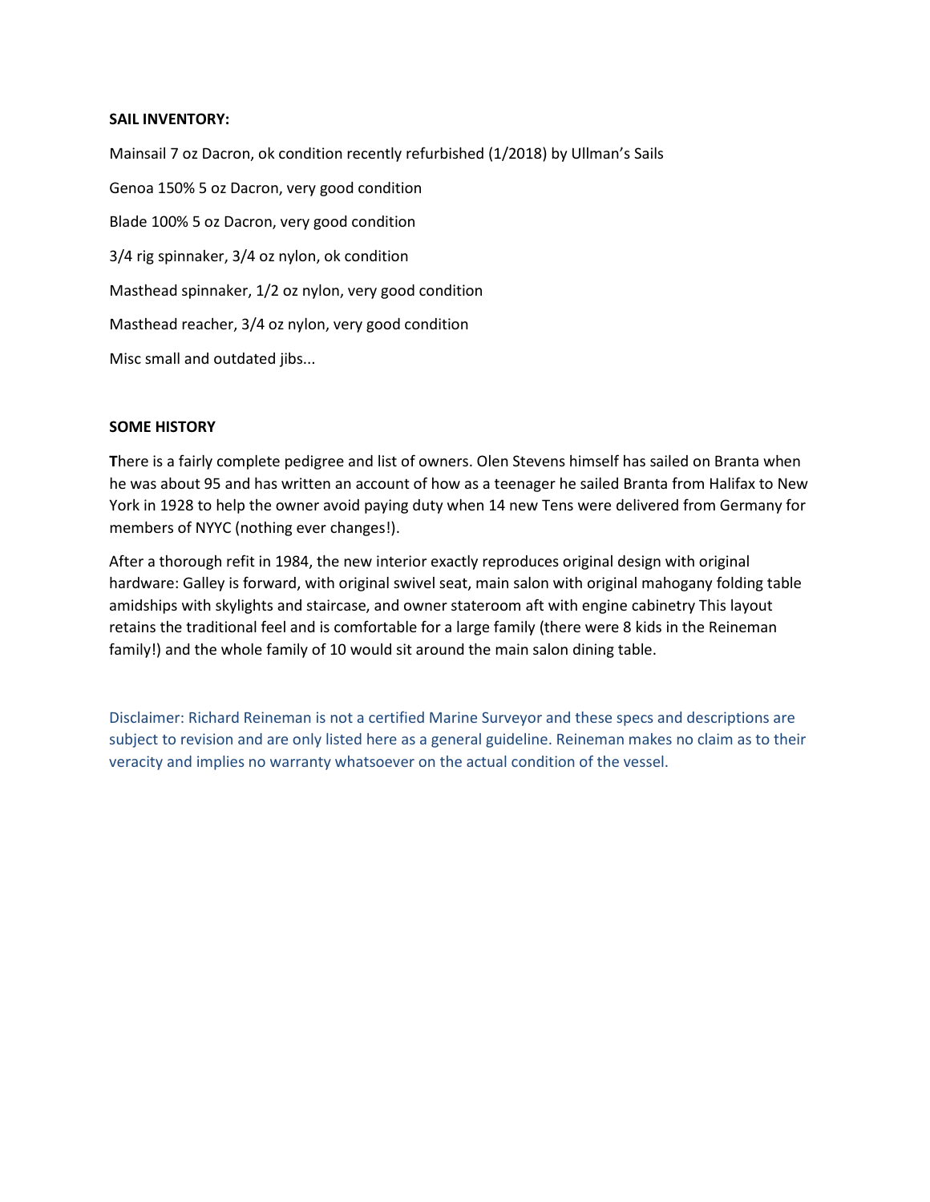**SAIL INVENTORY:**

Mainsail 7 oz Dacron, ok condition recently refurbished (1/2018) by Ullman's Sails

Genoa 150% 5 oz Dacron, very good condition

Blade 100% 5 oz Dacron, very good condition

3/4 rig spinnaker, 3/4 oz nylon, ok condition

Masthead spinnaker, 1/2 oz nylon, very good condition

Masthead reacher, 3/4 oz nylon, very good condition

Misc small and outdated jibs...

**SOME HISTORY**

**T**here is a fairly complete pedigree and list of owners. Olen Stevens himself has sailed on Branta when he was about 95 and has written an account of how as a teenager he sailed Branta from Halifax to New York in 1928 to help the owner avoid paying duty when 14 new Tens were delivered from Germany for members of NYYC (nothing ever changes!).

After a thorough refit in 1984, the new interior exactly reproduces original design with original hardware: Galley is forward, with original swivel seat, main salon with original mahogany folding table amidships with skylights and staircase, and owner stateroom aft with engine cabinetry This layout retains the traditional feel and is comfortable for a large family (there were 8 kids in the Reineman family!) and the whole family of 10 would sit around the main salon dining table.

Disclaimer: Richard Reineman is not a certified Marine Surveyor and these specs and descriptions are subject to revision and are only listed here as a general guideline. Reineman makes no claim as to their veracity and implies no warranty whatsoever on the actual condition of the vessel.